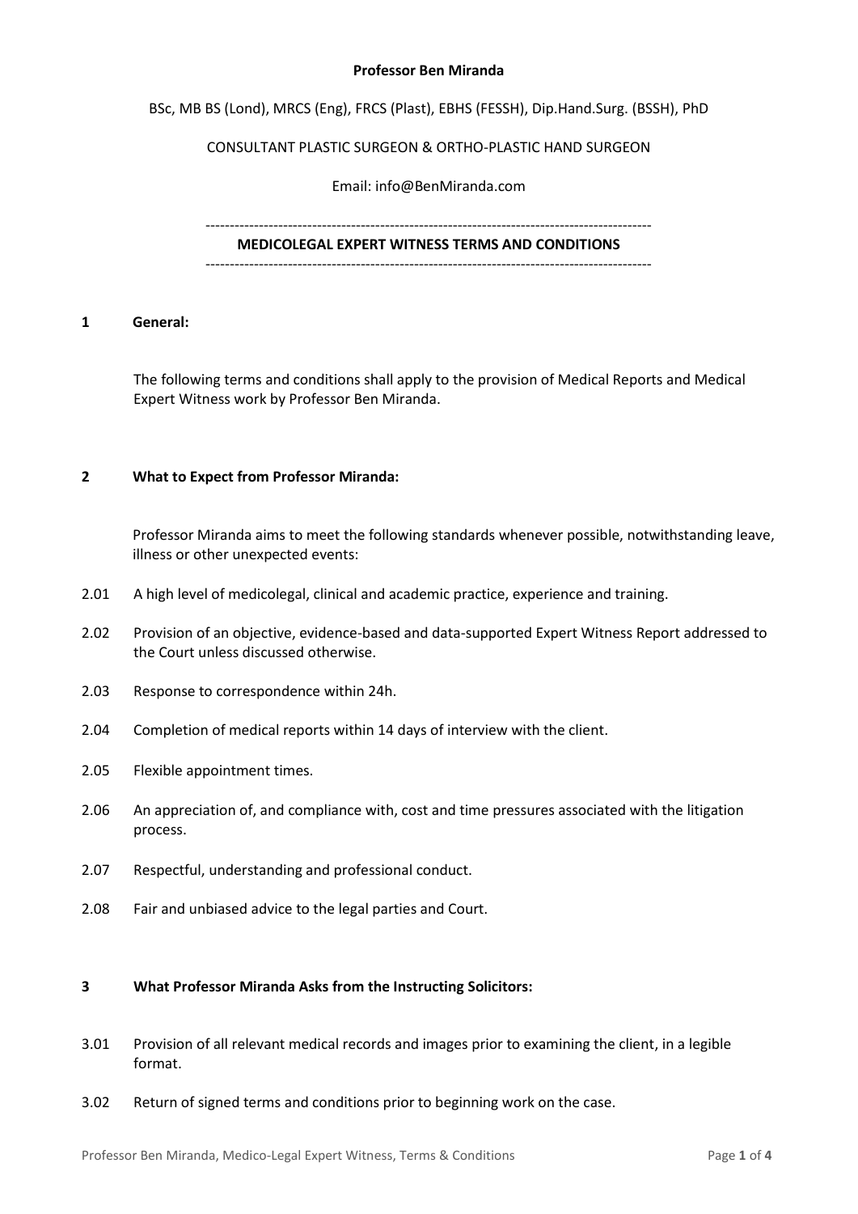**Professor Ben Miranda**

BSc, MB BS (Lond), MRCS (Eng), FRCS (Plast), EBHS (FESSH), Dip.Hand.Surg. (BSSH), PhD

CONSULTANT PLASTIC SURGEON & ORTHO-PLASTIC HAND SURGEON

Email: info@BenMiranda.com

---

# MEDICOLEGAL EXPERT WITNESS TERMS AND CONDITIONS

---

## 1 General:

The following terms and conditions shall apply to the provision of Medical Reports and Medical Expert Witness work by Professor Ben Miranda.

## 2 What to Expect from Professor Miranda:

Professor Miranda aims to meet the following standards whenever possible, notwithstanding leave, illness or other unexpected events:

2.01 A high level of medicolegal, clinical and academic practice, experience and training.

2.02 Provision of an objective, evidence-based and data-supported Expert Witness Report addressed to the Court unless discussed otherwise.

2.03 Response to correspondence within 24h.

2.04 Completion of medical reports within 14 days of interview with the client.

2.05 Flexible appointment times.

2.06 An appreciation of, and compliance with, cost and time pressures associated with the litigation process.

2.07 Respectful, understanding and professional conduct.

2.08 Fair and unbiased advice to the legal parties and Court.

## 3 What Professor Miranda Asks from the Instructing Solicitors:

3.01 Provision of all relevant medical records and images prior to examining the client, in a legible format.

3.02 Return of signed terms and conditions prior to beginning work on the case.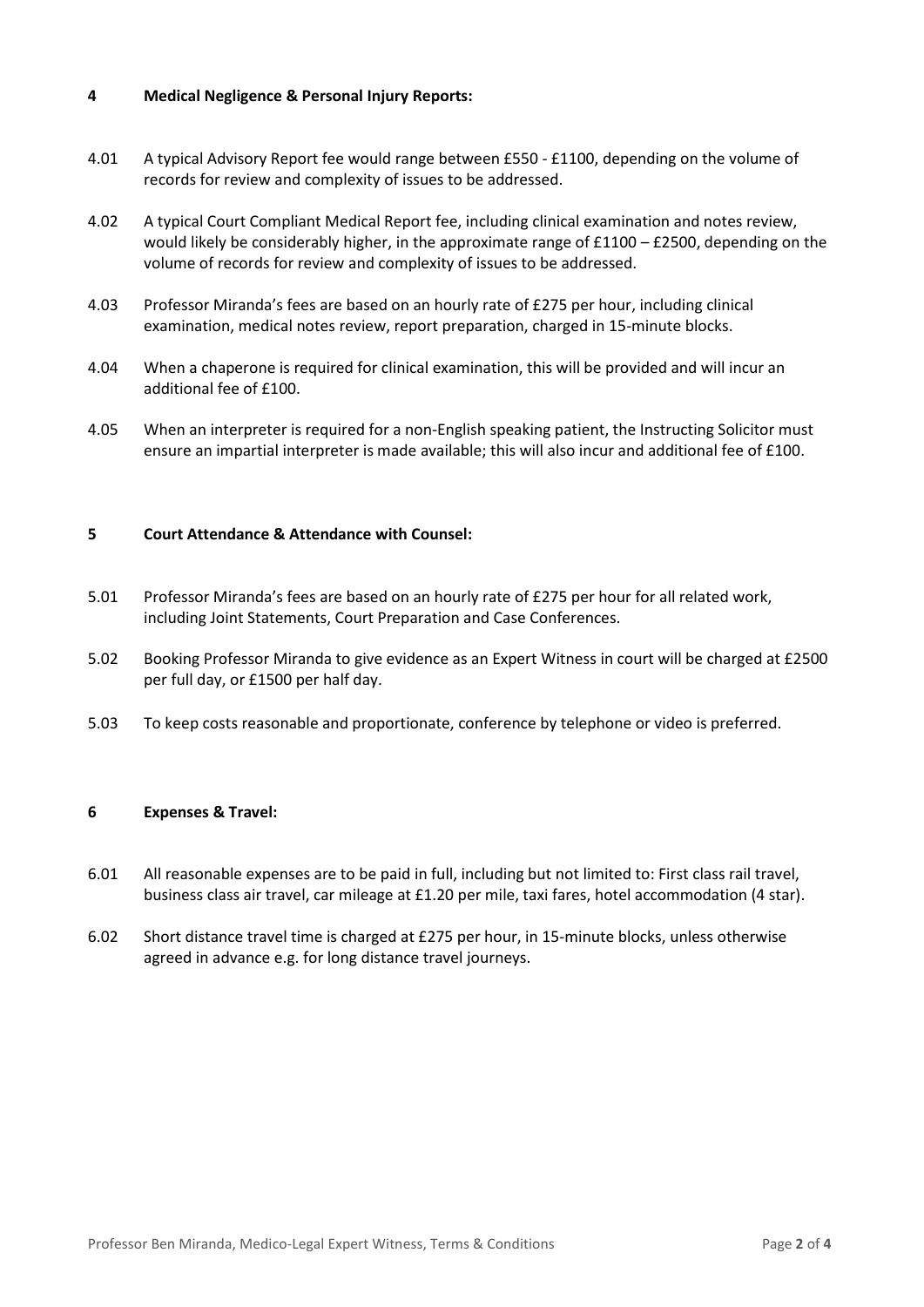## 4 Medical Negligence & Personal Injury Reports:

4.01 A typical Advisory Report fee would range between £550 - £1100, depending on the volume of records for review and complexity of issues to be addressed.

4.02 A typical Court Compliant Medical Report fee, including clinical examination and notes review, would likely be considerably higher, in the approximate range of £1100 – £2500, depending on the volume of records for review and complexity of issues to be addressed.

4.03 Professor Miranda's fees are based on an hourly rate of £275 per hour, including clinical examination, medical notes review, report preparation, charged in 15-minute blocks.

4.04 When a chaperone is required for clinical examination, this will be provided and will incur an additional fee of £100.

4.05 When an interpreter is required for a non-English speaking patient, the Instructing Solicitor must ensure an impartial interpreter is made available; this will also incur and additional fee of £100.

## 5 Court Attendance & Attendance with Counsel:

5.01 Professor Miranda's fees are based on an hourly rate of £275 per hour for all related work, including Joint Statements, Court Preparation and Case Conferences.

5.02 Booking Professor Miranda to give evidence as an Expert Witness in court will be charged at £2500 per full day, or £1500 per half day.

5.03 To keep costs reasonable and proportionate, conference by telephone or video is preferred.

## 6 Expenses & Travel:

6.01 All reasonable expenses are to be paid in full, including but not limited to: First class rail travel, business class air travel, car mileage at £1.20 per mile, taxi fares, hotel accommodation (4 star).

6.02 Short distance travel time is charged at £275 per hour, in 15-minute blocks, unless otherwise agreed in advance e.g. for long distance travel journeys.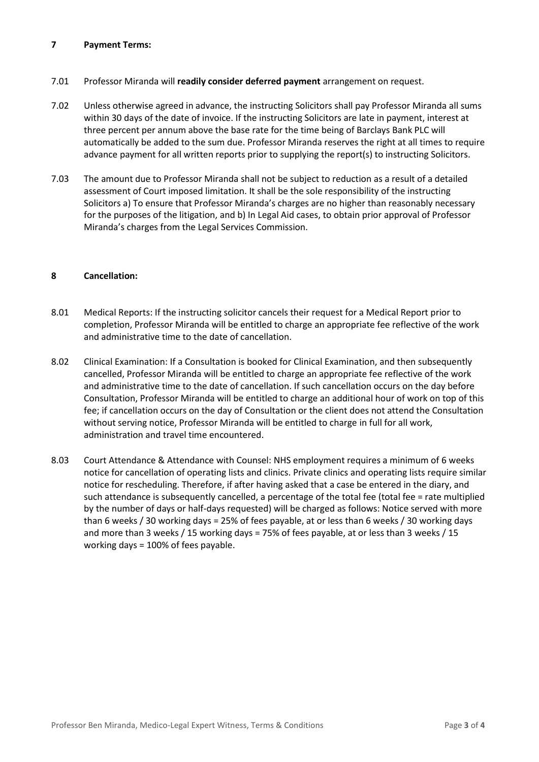## 7 Payment Terms:

7.01 Professor Miranda will **readily consider deferred payment** arrangement on request.

7.02 Unless otherwise agreed in advance, the instructing Solicitors shall pay Professor Miranda all sums within 30 days of the date of invoice. If the instructing Solicitors are late in payment, interest at three percent per annum above the base rate for the time being of Barclays Bank PLC will automatically be added to the sum due. Professor Miranda reserves the right at all times to require advance payment for all written reports prior to supplying the report(s) to instructing Solicitors.

7.03 The amount due to Professor Miranda shall not be subject to reduction as a result of a detailed assessment of Court imposed limitation. It shall be the sole responsibility of the instructing Solicitors a) To ensure that Professor Miranda's charges are no higher than reasonably necessary for the purposes of the litigation, and b) In Legal Aid cases, to obtain prior approval of Professor Miranda's charges from the Legal Services Commission.

## 8 Cancellation:

8.01 Medical Reports: If the instructing solicitor cancels their request for a Medical Report prior to completion, Professor Miranda will be entitled to charge an appropriate fee reflective of the work and administrative time to the date of cancellation.

8.02 Clinical Examination: If a Consultation is booked for Clinical Examination, and then subsequently cancelled, Professor Miranda will be entitled to charge an appropriate fee reflective of the work and administrative time to the date of cancellation. If such cancellation occurs on the day before Consultation, Professor Miranda will be entitled to charge an additional hour of work on top of this fee; if cancellation occurs on the day of Consultation or the client does not attend the Consultation without serving notice, Professor Miranda will be entitled to charge in full for all work, administration and travel time encountered.

8.03 Court Attendance & Attendance with Counsel: NHS employment requires a minimum of 6 weeks notice for cancellation of operating lists and clinics. Private clinics and operating lists require similar notice for rescheduling. Therefore, if after having asked that a case be entered in the diary, and such attendance is subsequently cancelled, a percentage of the total fee (total fee = rate multiplied by the number of days or half-days requested) will be charged as follows: Notice served with more than 6 weeks / 30 working days = 25% of fees payable, at or less than 6 weeks / 30 working days and more than 3 weeks / 15 working days = 75% of fees payable, at or less than 3 weeks / 15 working days = 100% of fees payable.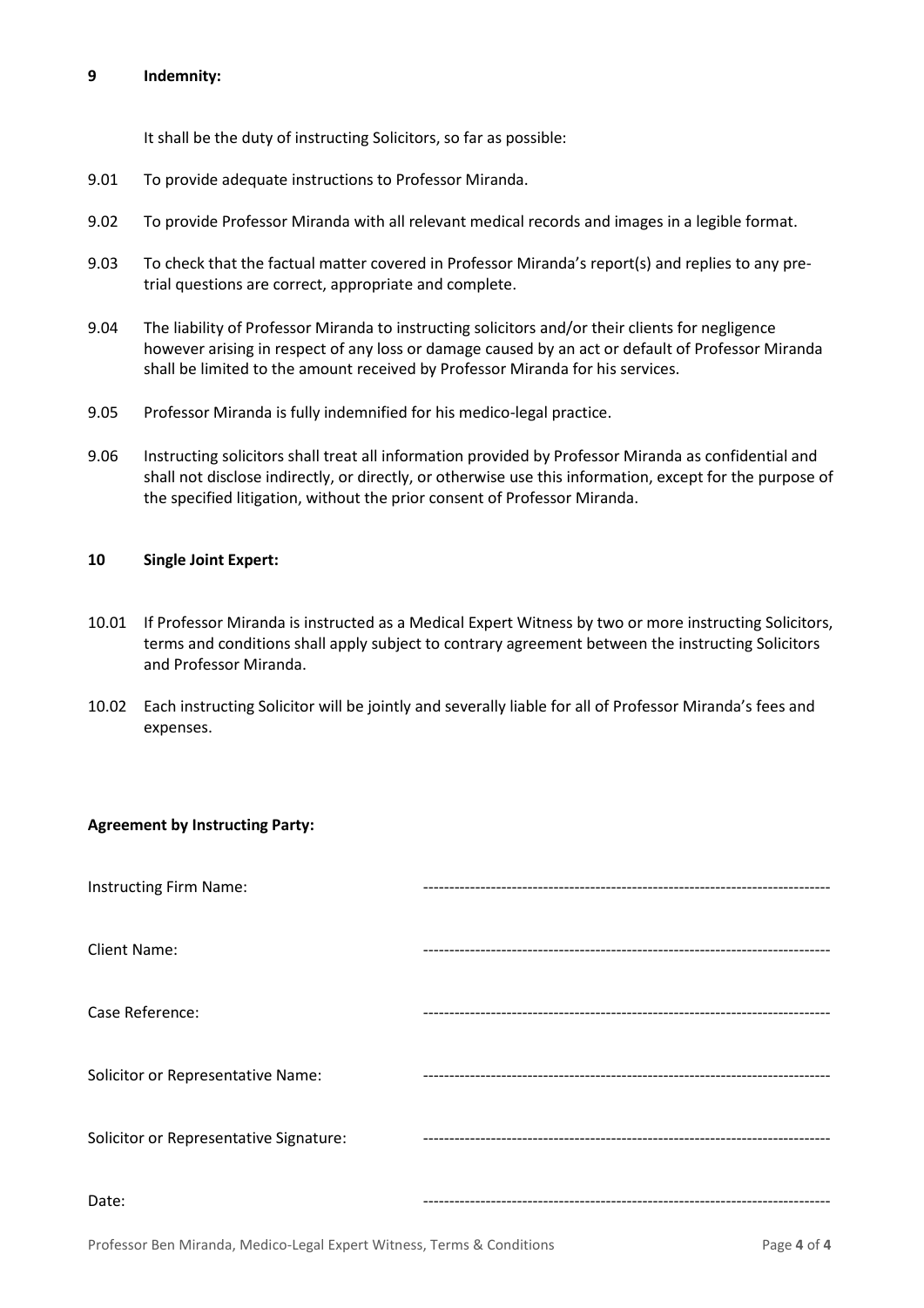**9 Indemnity:**

It shall be the duty of instructing Solicitors, so far as possible:

9.01 To provide adequate instructions to Professor Miranda.

9.02 To provide Professor Miranda with all relevant medical records and images in a legible format.

9.03 To check that the factual matter covered in Professor Miranda's report(s) and replies to any pre-trial questions are correct, appropriate and complete.

9.04 The liability of Professor Miranda to instructing solicitors and/or their clients for negligence however arising in respect of any loss or damage caused by an act or default of Professor Miranda shall be limited to the amount received by Professor Miranda for his services.

9.05 Professor Miranda is fully indemnified for his medico-legal practice.

9.06 Instructing solicitors shall treat all information provided by Professor Miranda as confidential and shall not disclose indirectly, or directly, or otherwise use this information, except for the purpose of the specified litigation, without the prior consent of Professor Miranda.

**10 Single Joint Expert:**

10.01 If Professor Miranda is instructed as a Medical Expert Witness by two or more instructing Solicitors, terms and conditions shall apply subject to contrary agreement between the instructing Solicitors and Professor Miranda.

10.02 Each instructing Solicitor will be jointly and severally liable for all of Professor Miranda's fees and expenses.

**Agreement by Instructing Party:**

Instructing Firm Name: ----------------------------------------------------------------------------

Client Name: ----------------------------------------------------------------------------

Case Reference: ----------------------------------------------------------------------------

Solicitor or Representative Name: ----------------------------------------------------------------------------

Solicitor or Representative Signature: ----------------------------------------------------------------------------

Date: ----------------------------------------------------------------------------